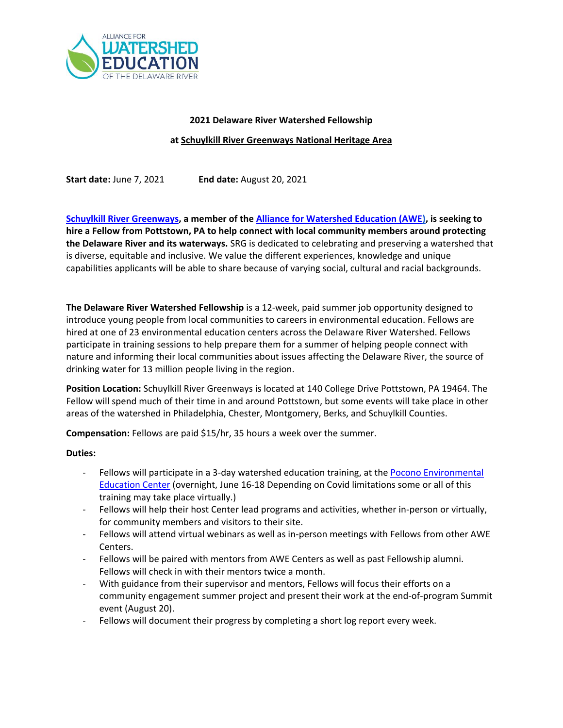ALLIANCE FOR WATERSHED EDUCATION OF THE DELAWARE RIVER

## 2021 Delaware River Watershed Fellowship

### at Schuylkill River Greenways National Heritage Area

**Start date:** June 7, 2021 **End date:** August 20, 2021

**Schuylkill River Greenways, a member of the Alliance for Watershed Education (AWE), is seeking to hire a Fellow from Pottstown, PA to help connect with local community members around protecting the Delaware River and its waterways.** SRG is dedicated to celebrating and preserving a watershed that is diverse, equitable and inclusive. We value the different experiences, knowledge and unique capabilities applicants will be able to share because of varying social, cultural and racial backgrounds.

**The Delaware River Watershed Fellowship** is a 12-week, paid summer job opportunity designed to introduce young people from local communities to careers in environmental education. Fellows are hired at one of 23 environmental education centers across the Delaware River Watershed. Fellows participate in training sessions to help prepare them for a summer of helping people connect with nature and informing their local communities about issues affecting the Delaware River, the source of drinking water for 13 million people living in the region.

**Position Location:** Schuylkill River Greenways is located at 140 College Drive Pottstown, PA 19464. The Fellow will spend much of their time in and around Pottstown, but some events will take place in other areas of the watershed in Philadelphia, Chester, Montgomery, Berks, and Schuylkill Counties.

**Compensation:** Fellows are paid $15/hr, 35 hours a week over the summer.

**Duties:**

- Fellows will participate in a 3-day watershed education training, at the Pocono Environmental Education Center (overnight, June 16-18 Depending on Covid limitations some or all of this training may take place virtually.)
- Fellows will help their host Center lead programs and activities, whether in-person or virtually, for community members and visitors to their site.
- Fellows will attend virtual webinars as well as in-person meetings with Fellows from other AWE Centers.
- Fellows will be paired with mentors from AWE Centers as well as past Fellowship alumni. Fellows will check in with their mentors twice a month.
- With guidance from their supervisor and mentors, Fellows will focus their efforts on a community engagement summer project and present their work at the end-of-program Summit event (August 20).
- Fellows will document their progress by completing a short log report every week.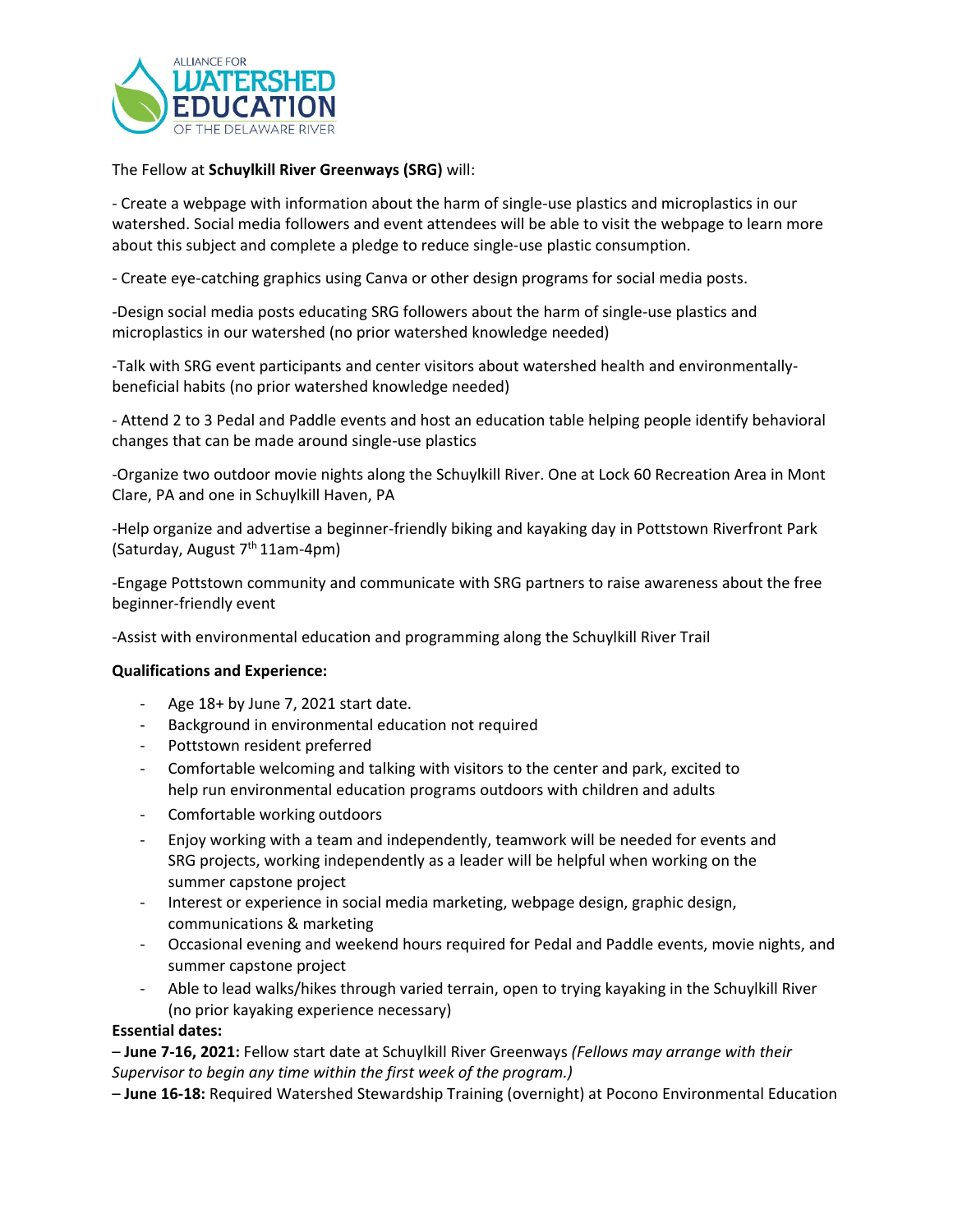The Fellow at **Schuylkill River Greenways (SRG)** will:

- Create a webpage with information about the harm of single-use plastics and microplastics in our watershed. Social media followers and event attendees will be able to visit the webpage to learn more about this subject and complete a pledge to reduce single-use plastic consumption.

- Create eye-catching graphics using Canva or other design programs for social media posts.

- Design social media posts educating SRG followers about the harm of single-use plastics and microplastics in our watershed (no prior watershed knowledge needed)

- Talk with SRG event participants and center visitors about watershed health and environmentally-beneficial habits (no prior watershed knowledge needed)

- Attend 2 to 3 Pedal and Paddle events and host an education table helping people identify behavioral changes that can be made around single-use plastics

- Organize two outdoor movie nights along the Schuylkill River. One at Lock 60 Recreation Area in Mont Clare, PA and one in Schuylkill Haven, PA

- Help organize and advertise a beginner-friendly biking and kayaking day in Pottstown Riverfront Park (Saturday, August 7th 11am-4pm)

- Engage Pottstown community and communicate with SRG partners to raise awareness about the free beginner-friendly event

- Assist with environmental education and programming along the Schuylkill River Trail

**Qualifications and Experience:**

- Age 18+ by June 7, 2021 start date.
- Background in environmental education not required
- Pottstown resident preferred
- Comfortable welcoming and talking with visitors to the center and park, excited to help run environmental education programs outdoors with children and adults
- Comfortable working outdoors
- Enjoy working with a team and independently, teamwork will be needed for events and SRG projects, working independently as a leader will be helpful when working on the summer capstone project
- Interest or experience in social media marketing, webpage design, graphic design, communications & marketing
- Occasional evening and weekend hours required for Pedal and Paddle events, movie nights, and summer capstone project
- Able to lead walks/hikes through varied terrain, open to trying kayaking in the Schuylkill River (no prior kayaking experience necessary)

**Essential dates:**

– **June 7-16, 2021:** Fellow start date at Schuylkill River Greenways *(Fellows may arrange with their Supervisor to begin any time within the first week of the program.)*

– **June 16-18:** Required Watershed Stewardship Training (overnight) at Pocono Environmental Education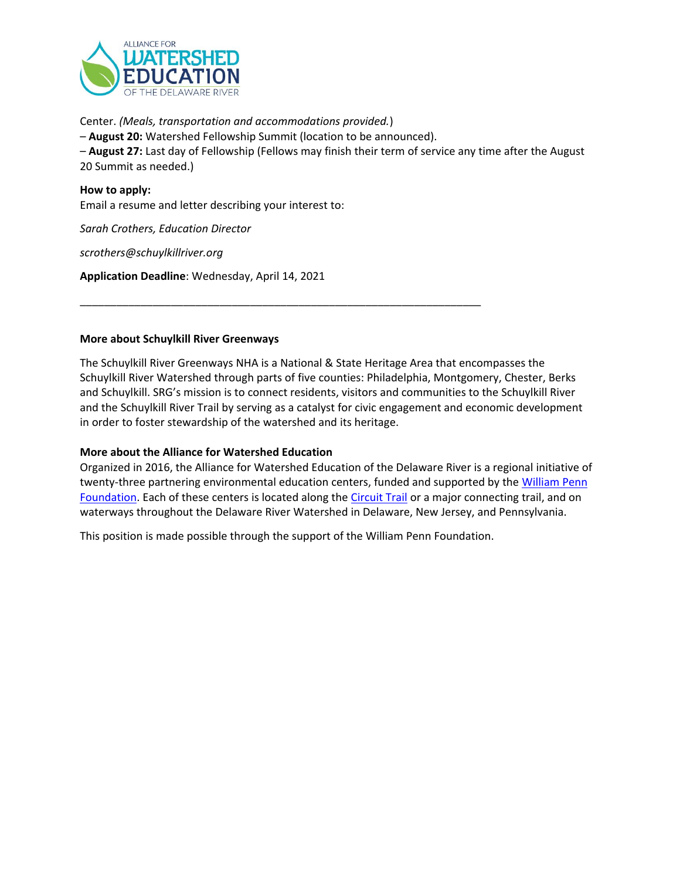Center. *(Meals, transportation and accommodations provided.*)
– **August 20:** Watershed Fellowship Summit (location to be announced).
– **August 27:** Last day of Fellowship (Fellows may finish their term of service any time after the August 20 Summit as needed.)

**How to apply:**
Email a resume and letter describing your interest to:

*Sarah Crothers, Education Director*

*scrothers@schuylkillriver.org*

**Application Deadline**: Wednesday, April 14, 2021

---

**More about Schuylkill River Greenways**

The Schuylkill River Greenways NHA is a National & State Heritage Area that encompasses the Schuylkill River Watershed through parts of five counties: Philadelphia, Montgomery, Chester, Berks and Schuylkill. SRG's mission is to connect residents, visitors and communities to the Schuylkill River and the Schuylkill River Trail by serving as a catalyst for civic engagement and economic development in order to foster stewardship of the watershed and its heritage.

**More about the Alliance for Watershed Education**

Organized in 2016, the Alliance for Watershed Education of the Delaware River is a regional initiative of twenty-three partnering environmental education centers, funded and supported by the William Penn Foundation. Each of these centers is located along the Circuit Trail or a major connecting trail, and on waterways throughout the Delaware River Watershed in Delaware, New Jersey, and Pennsylvania.

This position is made possible through the support of the William Penn Foundation.